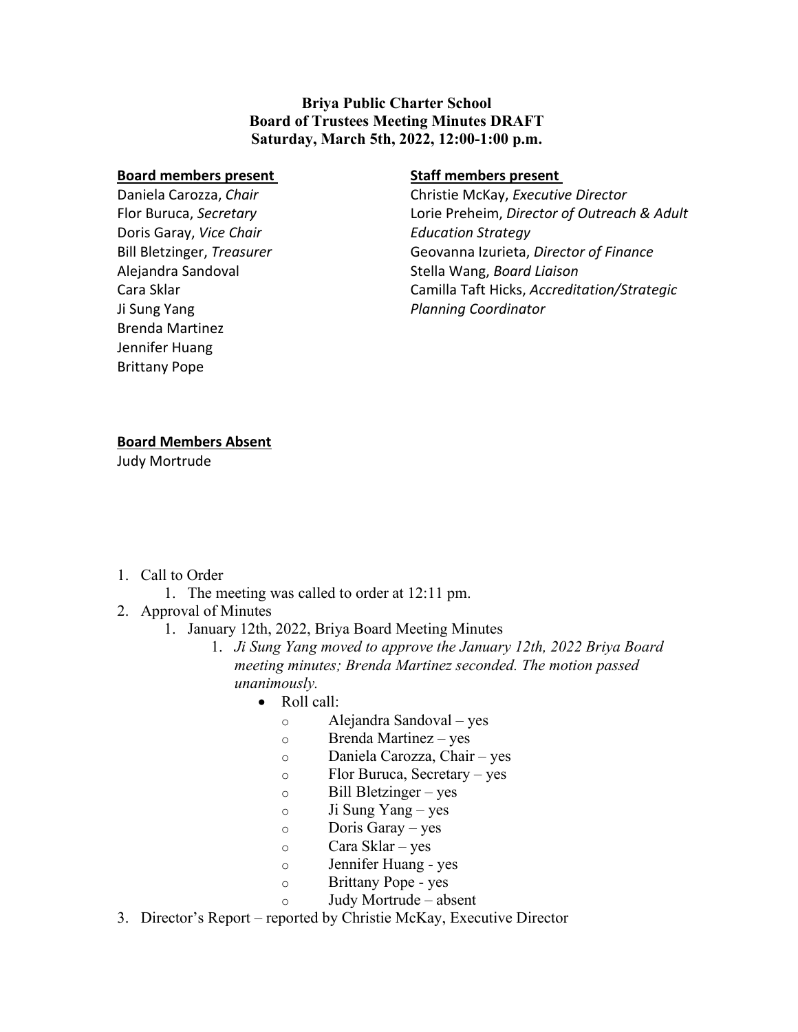**Briya Public Charter School**
**Board of Trustees Meeting Minutes DRAFT**
**Saturday, March 5th, 2022, 12:00-1:00 p.m.**

**Board members present**

Daniela Carozza, *Chair*
Flor Buruca, *Secretary*
Doris Garay, *Vice Chair*
Bill Bletzinger, *Treasurer*
Alejandra Sandoval
Cara Sklar
Ji Sung Yang
Brenda Martinez
Jennifer Huang
Brittany Pope

**Staff members present**

Christie McKay, *Executive Director*
Lorie Preheim, *Director of Outreach & Adult Education Strategy*
Geovanna Izurieta, *Director of Finance*
Stella Wang, *Board Liaison*
Camilla Taft Hicks, *Accreditation/Strategic Planning Coordinator*

**Board Members Absent**

Judy Mortrude

1. Call to Order
   1. The meeting was called to order at 12:11 pm.
2. Approval of Minutes
   1. January 12th, 2022, Briya Board Meeting Minutes
      1. *Ji Sung Yang moved to approve the January 12th, 2022 Briya Board meeting minutes; Brenda Martinez seconded. The motion passed unanimously.*
         - Roll call:
           - Alejandra Sandoval – yes
           - Brenda Martinez – yes
           - Daniela Carozza, Chair – yes
           - Flor Buruca, Secretary – yes
           - Bill Bletzinger – yes
           - Ji Sung Yang – yes
           - Doris Garay – yes
           - Cara Sklar – yes
           - Jennifer Huang - yes
           - Brittany Pope - yes
           - Judy Mortrude – absent
3. Director's Report – reported by Christie McKay, Executive Director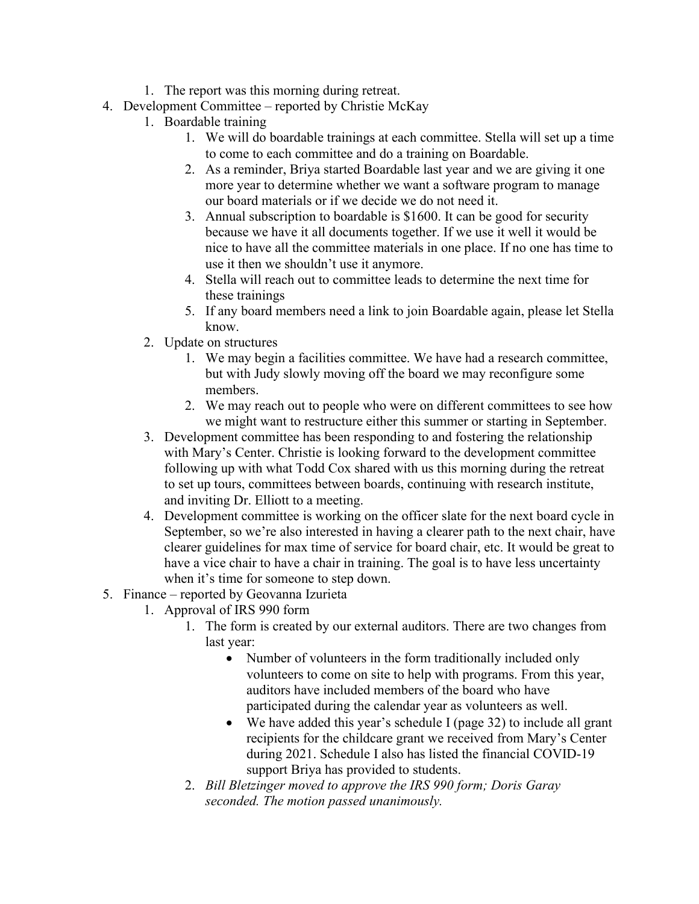1. The report was this morning during retreat.

4. Development Committee – reported by Christie McKay
   1. Boardable training
      1. We will do boardable trainings at each committee. Stella will set up a time to come to each committee and do a training on Boardable.
      2. As a reminder, Briya started Boardable last year and we are giving it one more year to determine whether we want a software program to manage our board materials or if we decide we do not need it.
      3. Annual subscription to boardable is $1600. It can be good for security because we have it all documents together. If we use it well it would be nice to have all the committee materials in one place. If no one has time to use it then we shouldn't use it anymore.
      4. Stella will reach out to committee leads to determine the next time for these trainings
      5. If any board members need a link to join Boardable again, please let Stella know.
   2. Update on structures
      1. We may begin a facilities committee. We have had a research committee, but with Judy slowly moving off the board we may reconfigure some members.
      2. We may reach out to people who were on different committees to see how we might want to restructure either this summer or starting in September.
   3. Development committee has been responding to and fostering the relationship with Mary's Center. Christie is looking forward to the development committee following up with what Todd Cox shared with us this morning during the retreat to set up tours, committees between boards, continuing with research institute, and inviting Dr. Elliott to a meeting.
   4. Development committee is working on the officer slate for the next board cycle in September, so we're also interested in having a clearer path to the next chair, have clearer guidelines for max time of service for board chair, etc. It would be great to have a vice chair to have a chair in training. The goal is to have less uncertainty when it's time for someone to step down.
5. Finance – reported by Geovanna Izurieta
   1. Approval of IRS 990 form
      1. The form is created by our external auditors. There are two changes from last year:
         - Number of volunteers in the form traditionally included only volunteers to come on site to help with programs. From this year, auditors have included members of the board who have participated during the calendar year as volunteers as well.
         - We have added this year's schedule I (page 32) to include all grant recipients for the childcare grant we received from Mary's Center during 2021. Schedule I also has listed the financial COVID-19 support Briya has provided to students.
      2. *Bill Bletzinger moved to approve the IRS 990 form; Doris Garay seconded. The motion passed unanimously.*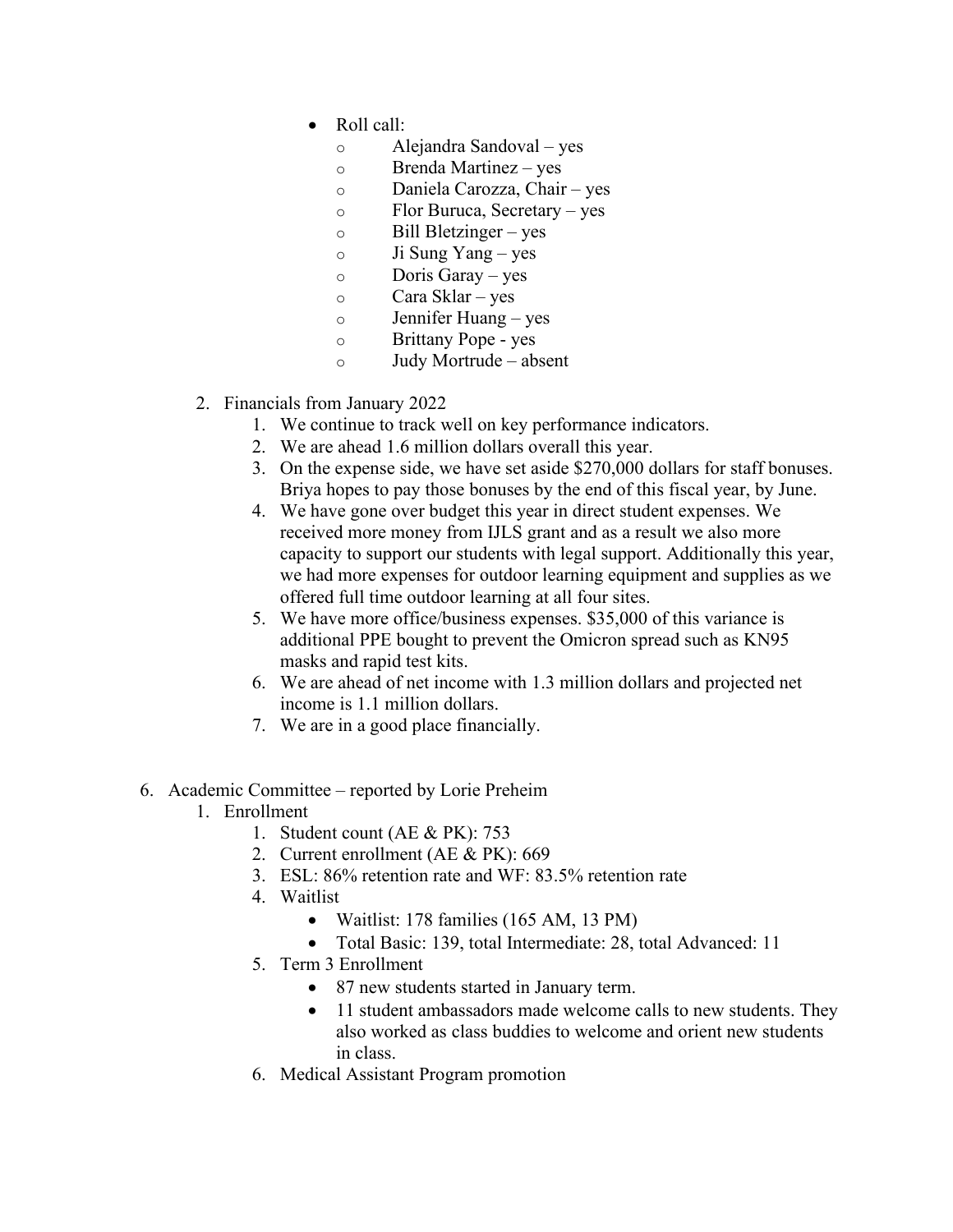- Roll call:
    - Alejandra Sandoval – yes
    - Brenda Martinez – yes
    - Daniela Carozza, Chair – yes
    - Flor Buruca, Secretary – yes
    - Bill Bletzinger – yes
    - Ji Sung Yang – yes
    - Doris Garay – yes
    - Cara Sklar – yes
    - Jennifer Huang – yes
    - Brittany Pope - yes
    - Judy Mortrude – absent

2. Financials from January 2022
    1. We continue to track well on key performance indicators.
    2. We are ahead 1.6 million dollars overall this year.
    3. On the expense side, we have set aside $270,000 dollars for staff bonuses. Briya hopes to pay those bonuses by the end of this fiscal year, by June.
    4. We have gone over budget this year in direct student expenses. We received more money from IJLS grant and as a result we also more capacity to support our students with legal support. Additionally this year, we had more expenses for outdoor learning equipment and supplies as we offered full time outdoor learning at all four sites.
    5. We have more office/business expenses. $35,000 of this variance is additional PPE bought to prevent the Omicron spread such as KN95 masks and rapid test kits.
    6. We are ahead of net income with 1.3 million dollars and projected net income is 1.1 million dollars.
    7. We are in a good place financially.

6. Academic Committee – reported by Lorie Preheim
    1. Enrollment
        1. Student count (AE & PK): 753
        2. Current enrollment (AE & PK): 669
        3. ESL: 86% retention rate and WF: 83.5% retention rate
        4. Waitlist
            - Waitlist: 178 families (165 AM, 13 PM)
            - Total Basic: 139, total Intermediate: 28, total Advanced: 11
        5. Term 3 Enrollment
            - 87 new students started in January term.
            - 11 student ambassadors made welcome calls to new students. They also worked as class buddies to welcome and orient new students in class.
        6. Medical Assistant Program promotion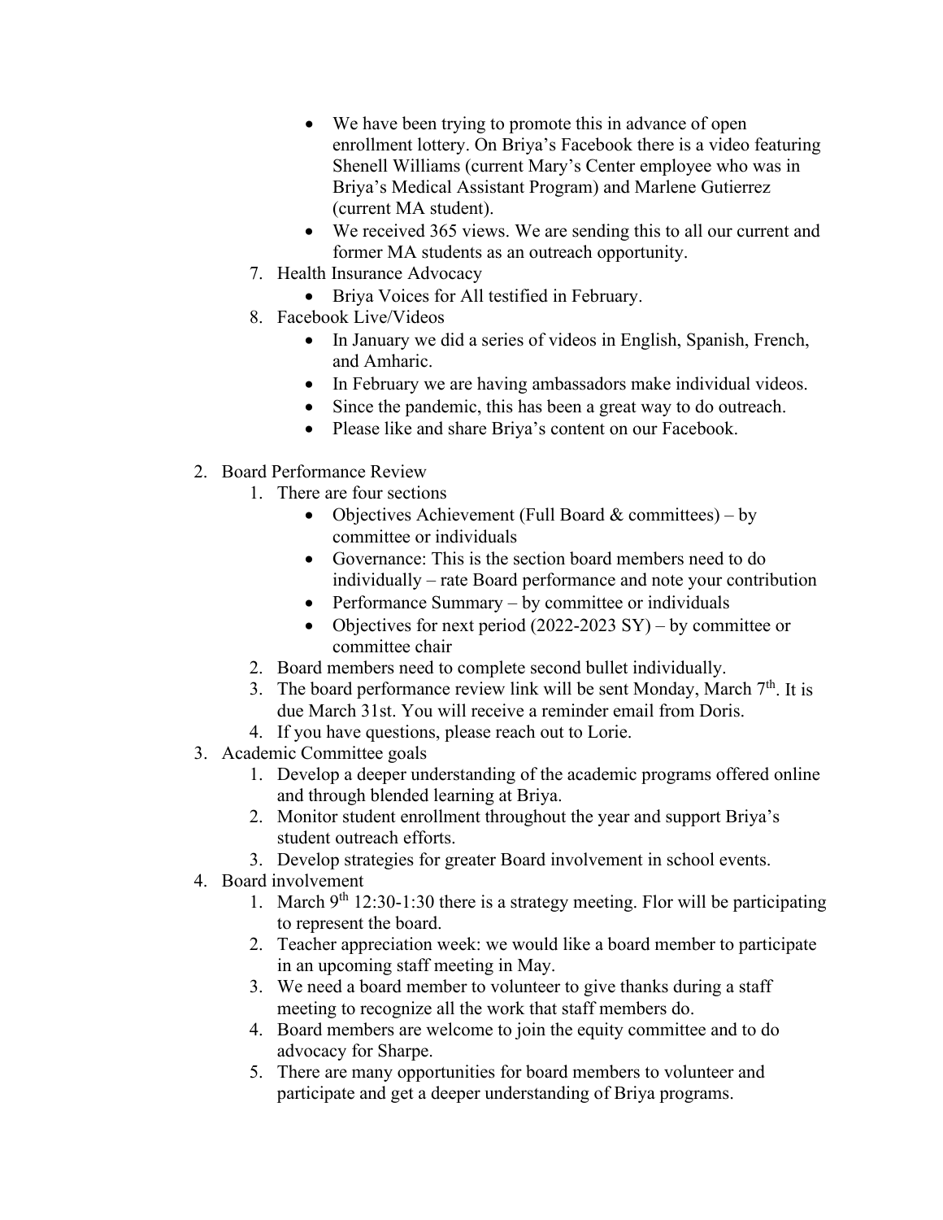- We have been trying to promote this in advance of open enrollment lottery. On Briya's Facebook there is a video featuring Shenell Williams (current Mary's Center employee who was in Briya's Medical Assistant Program) and Marlene Gutierrez (current MA student).
        - We received 365 views. We are sending this to all our current and former MA students as an outreach opportunity.
    7. Health Insurance Advocacy
        - Briya Voices for All testified in February.
    8. Facebook Live/Videos
        - In January we did a series of videos in English, Spanish, French, and Amharic.
        - In February we are having ambassadors make individual videos.
        - Since the pandemic, this has been a great way to do outreach.
        - Please like and share Briya's content on our Facebook.

2. Board Performance Review
    1. There are four sections
        - Objectives Achievement (Full Board & committees) – by committee or individuals
        - Governance: This is the section board members need to do individually – rate Board performance and note your contribution
        - Performance Summary – by committee or individuals
        - Objectives for next period (2022-2023 SY) – by committee or committee chair
    2. Board members need to complete second bullet individually.
    3. The board performance review link will be sent Monday, March 7th. It is due March 31st. You will receive a reminder email from Doris.
    4. If you have questions, please reach out to Lorie.
3. Academic Committee goals
    1. Develop a deeper understanding of the academic programs offered online and through blended learning at Briya.
    2. Monitor student enrollment throughout the year and support Briya's student outreach efforts.
    3. Develop strategies for greater Board involvement in school events.
4. Board involvement
    1. March 9th 12:30-1:30 there is a strategy meeting. Flor will be participating to represent the board.
    2. Teacher appreciation week: we would like a board member to participate in an upcoming staff meeting in May.
    3. We need a board member to volunteer to give thanks during a staff meeting to recognize all the work that staff members do.
    4. Board members are welcome to join the equity committee and to do advocacy for Sharpe.
    5. There are many opportunities for board members to volunteer and participate and get a deeper understanding of Briya programs.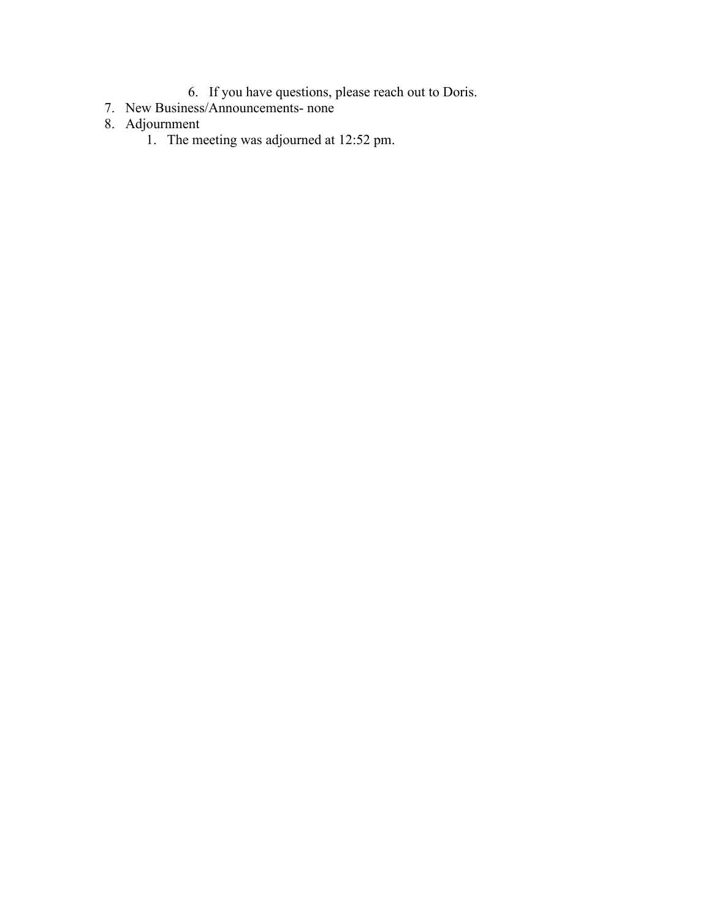6. If you have questions, please reach out to Doris.

7. New Business/Announcements- none
8. Adjournment
    1. The meeting was adjourned at 12:52 pm.